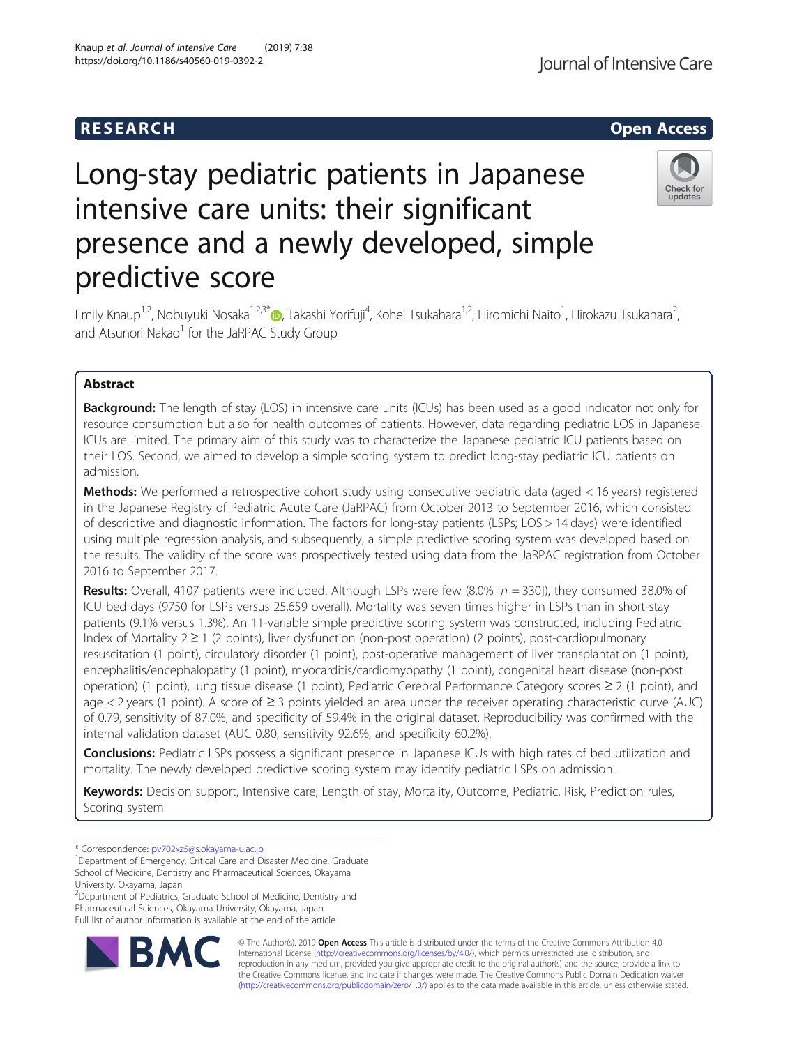RESEARCH

Open Access

# Long-stay pediatric patients in Japanese intensive care units: their significant presence and a newly developed, simple predictive score

Emily Knaup[1,2], Nobuyuki Nosaka[1,2,3*], Takashi Yorifuji[4], Kohei Tsukahara[1,2], Hiromichi Naito[1], Hirokazu Tsukahara[2], and Atsunori Nakao[1] for the JaRPAC Study Group

## Abstract

**Background:** The length of stay (LOS) in intensive care units (ICUs) has been used as a good indicator not only for resource consumption but also for health outcomes of patients. However, data regarding pediatric LOS in Japanese ICUs are limited. The primary aim of this study was to characterize the Japanese pediatric ICU patients based on their LOS. Second, we aimed to develop a simple scoring system to predict long-stay pediatric ICU patients on admission.

**Methods:** We performed a retrospective cohort study using consecutive pediatric data (aged < 16 years) registered in the Japanese Registry of Pediatric Acute Care (JaRPAC) from October 2013 to September 2016, which consisted of descriptive and diagnostic information. The factors for long-stay patients (LSPs; LOS > 14 days) were identified using multiple regression analysis, and subsequently, a simple predictive scoring system was developed based on the results. The validity of the score was prospectively tested using data from the JaRPAC registration from October 2016 to September 2017.

**Results:** Overall, 4107 patients were included. Although LSPs were few (8.0% [*n* = 330]), they consumed 38.0% of ICU bed days (9750 for LSPs versus 25,659 overall). Mortality was seven times higher in LSPs than in short-stay patients (9.1% versus 1.3%). An 11-variable simple predictive scoring system was constructed, including Pediatric Index of Mortality 2 ≥ 1 (2 points), liver dysfunction (non-post operation) (2 points), post-cardiopulmonary resuscitation (1 point), circulatory disorder (1 point), post-operative management of liver transplantation (1 point), encephalitis/encephalopathy (1 point), myocarditis/cardiomyopathy (1 point), congenital heart disease (non-post operation) (1 point), lung tissue disease (1 point), Pediatric Cerebral Performance Category scores ≥ 2 (1 point), and age < 2 years (1 point). A score of ≥ 3 points yielded an area under the receiver operating characteristic curve (AUC) of 0.79, sensitivity of 87.0%, and specificity of 59.4% in the original dataset. Reproducibility was confirmed with the internal validation dataset (AUC 0.80, sensitivity 92.6%, and specificity 60.2%).

**Conclusions:** Pediatric LSPs possess a significant presence in Japanese ICUs with high rates of bed utilization and mortality. The newly developed predictive scoring system may identify pediatric LSPs on admission.

**Keywords:** Decision support, Intensive care, Length of stay, Mortality, Outcome, Pediatric, Risk, Prediction rules, Scoring system

---

\* Correspondence: pv702xz5@s.okayama-u.ac.jp

[1]Department of Emergency, Critical Care and Disaster Medicine, Graduate School of Medicine, Dentistry and Pharmaceutical Sciences, Okayama University, Okayama, Japan

[2]Department of Pediatrics, Graduate School of Medicine, Dentistry and Pharmaceutical Sciences, Okayama University, Okayama, Japan

Full list of author information is available at the end of the article

© The Author(s). 2019 **Open Access** This article is distributed under the terms of the Creative Commons Attribution 4.0 International License (http://creativecommons.org/licenses/by/4.0/), which permits unrestricted use, distribution, and reproduction in any medium, provided you give appropriate credit to the original author(s) and the source, provide a link to the Creative Commons license, and indicate if changes were made. The Creative Commons Public Domain Dedication waiver (http://creativecommons.org/publicdomain/zero/1.0/) applies to the data made available in this article, unless otherwise stated.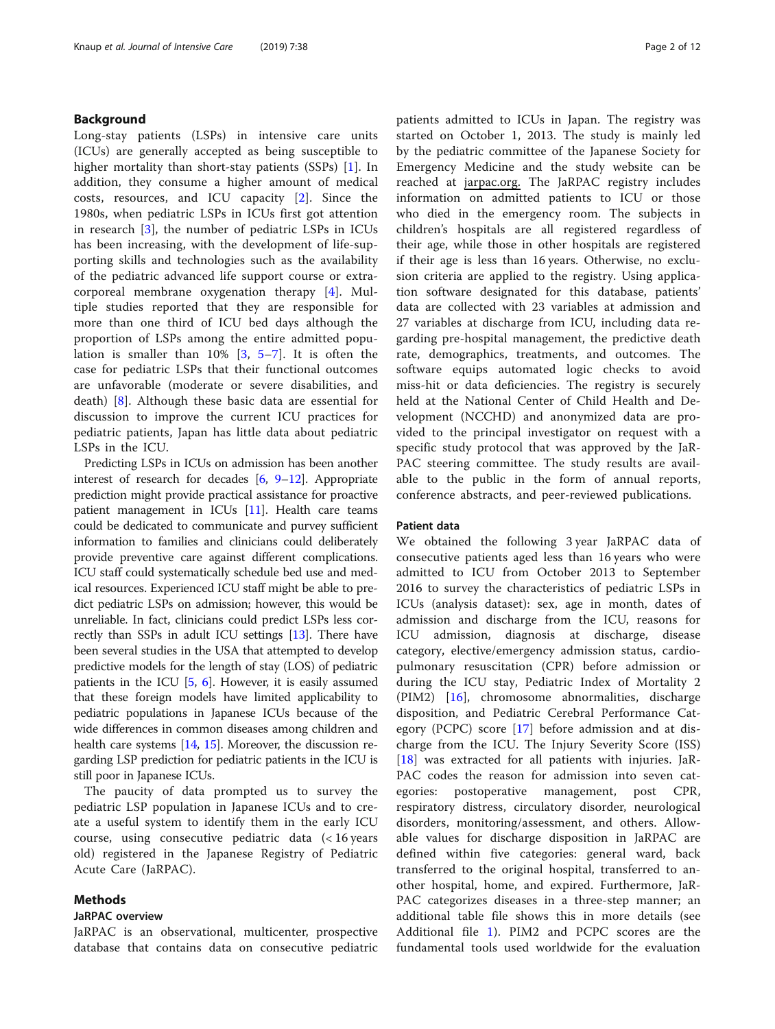## Background

Long-stay patients (LSPs) in intensive care units (ICUs) are generally accepted as being susceptible to higher mortality than short-stay patients (SSPs) [1]. In addition, they consume a higher amount of medical costs, resources, and ICU capacity [2]. Since the 1980s, when pediatric LSPs in ICUs first got attention in research [3], the number of pediatric LSPs in ICUs has been increasing, with the development of life-supporting skills and technologies such as the availability of the pediatric advanced life support course or extracorporeal membrane oxygenation therapy [4]. Multiple studies reported that they are responsible for more than one third of ICU bed days although the proportion of LSPs among the entire admitted population is smaller than 10% [3, 5–7]. It is often the case for pediatric LSPs that their functional outcomes are unfavorable (moderate or severe disabilities, and death) [8]. Although these basic data are essential for discussion to improve the current ICU practices for pediatric patients, Japan has little data about pediatric LSPs in the ICU.

Predicting LSPs in ICUs on admission has been another interest of research for decades [6, 9–12]. Appropriate prediction might provide practical assistance for proactive patient management in ICUs [11]. Health care teams could be dedicated to communicate and purvey sufficient information to families and clinicians could deliberately provide preventive care against different complications. ICU staff could systematically schedule bed use and medical resources. Experienced ICU staff might be able to predict pediatric LSPs on admission; however, this would be unreliable. In fact, clinicians could predict LSPs less correctly than SSPs in adult ICU settings [13]. There have been several studies in the USA that attempted to develop predictive models for the length of stay (LOS) of pediatric patients in the ICU [5, 6]. However, it is easily assumed that these foreign models have limited applicability to pediatric populations in Japanese ICUs because of the wide differences in common diseases among children and health care systems [14, 15]. Moreover, the discussion regarding LSP prediction for pediatric patients in the ICU is still poor in Japanese ICUs.

The paucity of data prompted us to survey the pediatric LSP population in Japanese ICUs and to create a useful system to identify them in the early ICU course, using consecutive pediatric data (< 16 years old) registered in the Japanese Registry of Pediatric Acute Care (JaRPAC).

## Methods

### JaRPAC overview

JaRPAC is an observational, multicenter, prospective database that contains data on consecutive pediatric patients admitted to ICUs in Japan. The registry was started on October 1, 2013. The study is mainly led by the pediatric committee of the Japanese Society for Emergency Medicine and the study website can be reached at jarpac.org. The JaRPAC registry includes information on admitted patients to ICU or those who died in the emergency room. The subjects in children's hospitals are all registered regardless of their age, while those in other hospitals are registered if their age is less than 16 years. Otherwise, no exclusion criteria are applied to the registry. Using application software designated for this database, patients' data are collected with 23 variables at admission and 27 variables at discharge from ICU, including data regarding pre-hospital management, the predictive death rate, demographics, treatments, and outcomes. The software equips automated logic checks to avoid miss-hit or data deficiencies. The registry is securely held at the National Center of Child Health and Development (NCCHD) and anonymized data are provided to the principal investigator on request with a specific study protocol that was approved by the JaRPAC steering committee. The study results are available to the public in the form of annual reports, conference abstracts, and peer-reviewed publications.

### Patient data

We obtained the following 3 year JaRPAC data of consecutive patients aged less than 16 years who were admitted to ICU from October 2013 to September 2016 to survey the characteristics of pediatric LSPs in ICUs (analysis dataset): sex, age in month, dates of admission and discharge from the ICU, reasons for ICU admission, diagnosis at discharge, disease category, elective/emergency admission status, cardiopulmonary resuscitation (CPR) before admission or during the ICU stay, Pediatric Index of Mortality 2 (PIM2) [16], chromosome abnormalities, discharge disposition, and Pediatric Cerebral Performance Category (PCPC) score [17] before admission and at discharge from the ICU. The Injury Severity Score (ISS) [18] was extracted for all patients with injuries. JaRPAC codes the reason for admission into seven categories: postoperative management, post CPR, respiratory distress, circulatory disorder, neurological disorders, monitoring/assessment, and others. Allowable values for discharge disposition in JaRPAC are defined within five categories: general ward, back transferred to the original hospital, transferred to another hospital, home, and expired. Furthermore, JaRPAC categorizes diseases in a three-step manner; an additional table file shows this in more details (see Additional file 1). PIM2 and PCPC scores are the fundamental tools used worldwide for the evaluation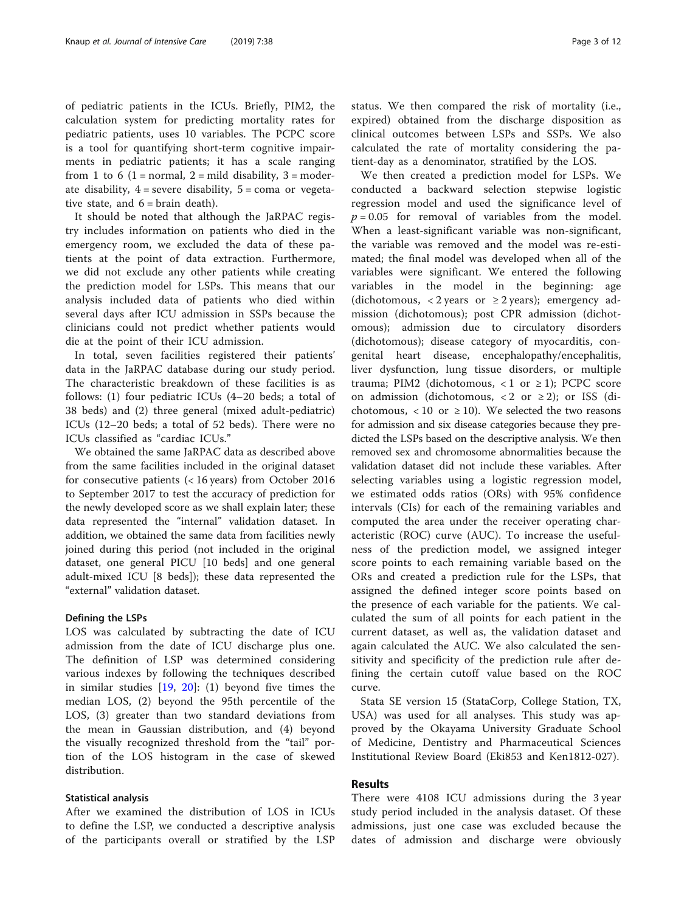of pediatric patients in the ICUs. Briefly, PIM2, the calculation system for predicting mortality rates for pediatric patients, uses 10 variables. The PCPC score is a tool for quantifying short-term cognitive impairments in pediatric patients; it has a scale ranging from 1 to 6 (1 = normal, 2 = mild disability, 3 = moderate disability, 4 = severe disability, 5 = coma or vegetative state, and 6 = brain death).

It should be noted that although the JaRPAC registry includes information on patients who died in the emergency room, we excluded the data of these patients at the point of data extraction. Furthermore, we did not exclude any other patients while creating the prediction model for LSPs. This means that our analysis included data of patients who died within several days after ICU admission in SSPs because the clinicians could not predict whether patients would die at the point of their ICU admission.

In total, seven facilities registered their patients' data in the JaRPAC database during our study period. The characteristic breakdown of these facilities is as follows: (1) four pediatric ICUs (4–20 beds; a total of 38 beds) and (2) three general (mixed adult-pediatric) ICUs (12–20 beds; a total of 52 beds). There were no ICUs classified as "cardiac ICUs."

We obtained the same JaRPAC data as described above from the same facilities included in the original dataset for consecutive patients (< 16 years) from October 2016 to September 2017 to test the accuracy of prediction for the newly developed score as we shall explain later; these data represented the "internal" validation dataset. In addition, we obtained the same data from facilities newly joined during this period (not included in the original dataset, one general PICU [10 beds] and one general adult-mixed ICU [8 beds]); these data represented the "external" validation dataset.

### Defining the LSPs

LOS was calculated by subtracting the date of ICU admission from the date of ICU discharge plus one. The definition of LSP was determined considering various indexes by following the techniques described in similar studies [19, 20]: (1) beyond five times the median LOS, (2) beyond the 95th percentile of the LOS, (3) greater than two standard deviations from the mean in Gaussian distribution, and (4) beyond the visually recognized threshold from the "tail" portion of the LOS histogram in the case of skewed distribution.

### Statistical analysis

After we examined the distribution of LOS in ICUs to define the LSP, we conducted a descriptive analysis of the participants overall or stratified by the LSP status. We then compared the risk of mortality (i.e., expired) obtained from the discharge disposition as clinical outcomes between LSPs and SSPs. We also calculated the rate of mortality considering the patient-day as a denominator, stratified by the LOS.

We then created a prediction model for LSPs. We conducted a backward selection stepwise logistic regression model and used the significance level of $p = 0.05$ for removal of variables from the model. When a least-significant variable was non-significant, the variable was removed and the model was re-estimated; the final model was developed when all of the variables were significant. We entered the following variables in the model in the beginning: age (dichotomous, < 2 years or ≥ 2 years); emergency admission (dichotomous); post CPR admission (dichotomous); admission due to circulatory disorders (dichotomous); disease category of myocarditis, congenital heart disease, encephalopathy/encephalitis, liver dysfunction, lung tissue disorders, or multiple trauma; PIM2 (dichotomous, < 1 or ≥ 1); PCPC score on admission (dichotomous, < 2 or ≥ 2); or ISS (dichotomous, < 10 or ≥ 10). We selected the two reasons for admission and six disease categories because they predicted the LSPs based on the descriptive analysis. We then removed sex and chromosome abnormalities because the validation dataset did not include these variables. After selecting variables using a logistic regression model, we estimated odds ratios (ORs) with 95% confidence intervals (CIs) for each of the remaining variables and computed the area under the receiver operating characteristic (ROC) curve (AUC). To increase the usefulness of the prediction model, we assigned integer score points to each remaining variable based on the ORs and created a prediction rule for the LSPs, that assigned the defined integer score points based on the presence of each variable for the patients. We calculated the sum of all points for each patient in the current dataset, as well as, the validation dataset and again calculated the AUC. We also calculated the sensitivity and specificity of the prediction rule after defining the certain cutoff value based on the ROC curve.

Stata SE version 15 (StataCorp, College Station, TX, USA) was used for all analyses. This study was approved by the Okayama University Graduate School of Medicine, Dentistry and Pharmaceutical Sciences Institutional Review Board (Eki853 and Ken1812-027).

## Results

There were 4108 ICU admissions during the 3 year study period included in the analysis dataset. Of these admissions, just one case was excluded because the dates of admission and discharge were obviously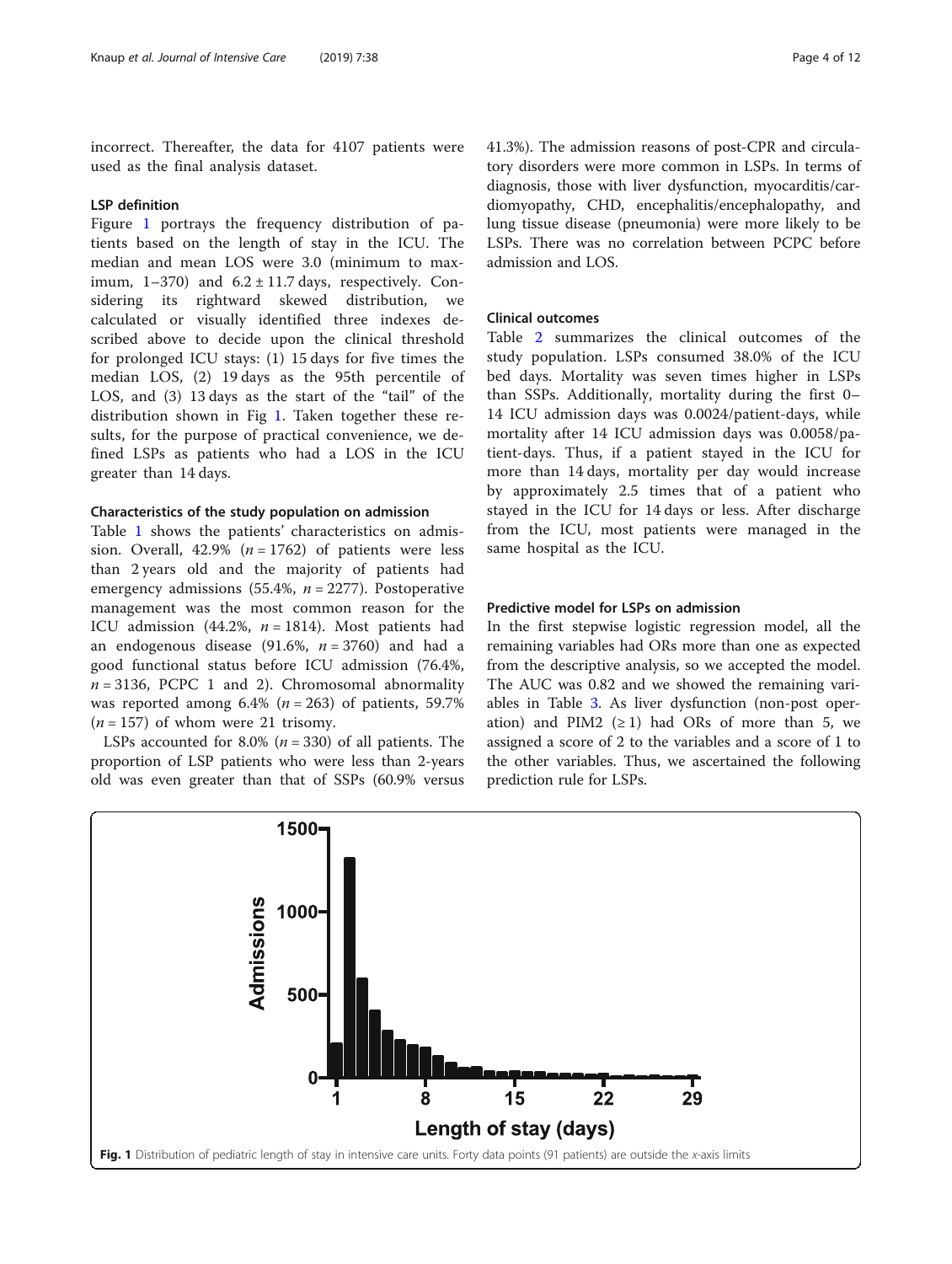incorrect. Thereafter, the data for 4107 patients were used as the final analysis dataset.

### LSP definition

Figure 1 portrays the frequency distribution of patients based on the length of stay in the ICU. The median and mean LOS were 3.0 (minimum to maximum, 1–370) and 6.2 ± 11.7 days, respectively. Considering its rightward skewed distribution, we calculated or visually identified three indexes described above to decide upon the clinical threshold for prolonged ICU stays: (1) 15 days for five times the median LOS, (2) 19 days as the 95th percentile of LOS, and (3) 13 days as the start of the "tail" of the distribution shown in Fig 1. Taken together these results, for the purpose of practical convenience, we defined LSPs as patients who had a LOS in the ICU greater than 14 days.

### Characteristics of the study population on admission

Table 1 shows the patients' characteristics on admission. Overall, 42.9% ($n = 1762$) of patients were less than 2 years old and the majority of patients had emergency admissions (55.4%, $n = 2277$). Postoperative management was the most common reason for the ICU admission (44.2%, $n = 1814$). Most patients had an endogenous disease (91.6%, $n = 3760$) and had a good functional status before ICU admission (76.4%, $n = 3136$, PCPC 1 and 2). Chromosomal abnormality was reported among 6.4% ($n = 263$) of patients, 59.7% ($n = 157$) of whom were 21 trisomy.

LSPs accounted for 8.0% ($n = 330$) of all patients. The proportion of LSP patients who were less than 2-years old was even greater than that of SSPs (60.9% versus 41.3%). The admission reasons of post-CPR and circulatory disorders were more common in LSPs. In terms of diagnosis, those with liver dysfunction, myocarditis/cardiomyopathy, CHD, encephalitis/encephalopathy, and lung tissue disease (pneumonia) were more likely to be LSPs. There was no correlation between PCPC before admission and LOS.

### Clinical outcomes

Table 2 summarizes the clinical outcomes of the study population. LSPs consumed 38.0% of the ICU bed days. Mortality was seven times higher in LSPs than SSPs. Additionally, mortality during the first 0–14 ICU admission days was 0.0024/patient-days, while mortality after 14 ICU admission days was 0.0058/patient-days. Thus, if a patient stayed in the ICU for more than 14 days, mortality per day would increase by approximately 2.5 times that of a patient who stayed in the ICU for 14 days or less. After discharge from the ICU, most patients were managed in the same hospital as the ICU.

### Predictive model for LSPs on admission

In the first stepwise logistic regression model, all the remaining variables had ORs more than one as expected from the descriptive analysis, so we accepted the model. The AUC was 0.82 and we showed the remaining variables in Table 3. As liver dysfunction (non-post operation) and PIM2 (≥ 1) had ORs of more than 5, we assigned a score of 2 to the variables and a score of 1 to the other variables. Thus, we ascertained the following prediction rule for LSPs.

**Fig. 1** Distribution of pediatric length of stay in intensive care units. Forty data points (91 patients) are outside the *x*-axis limits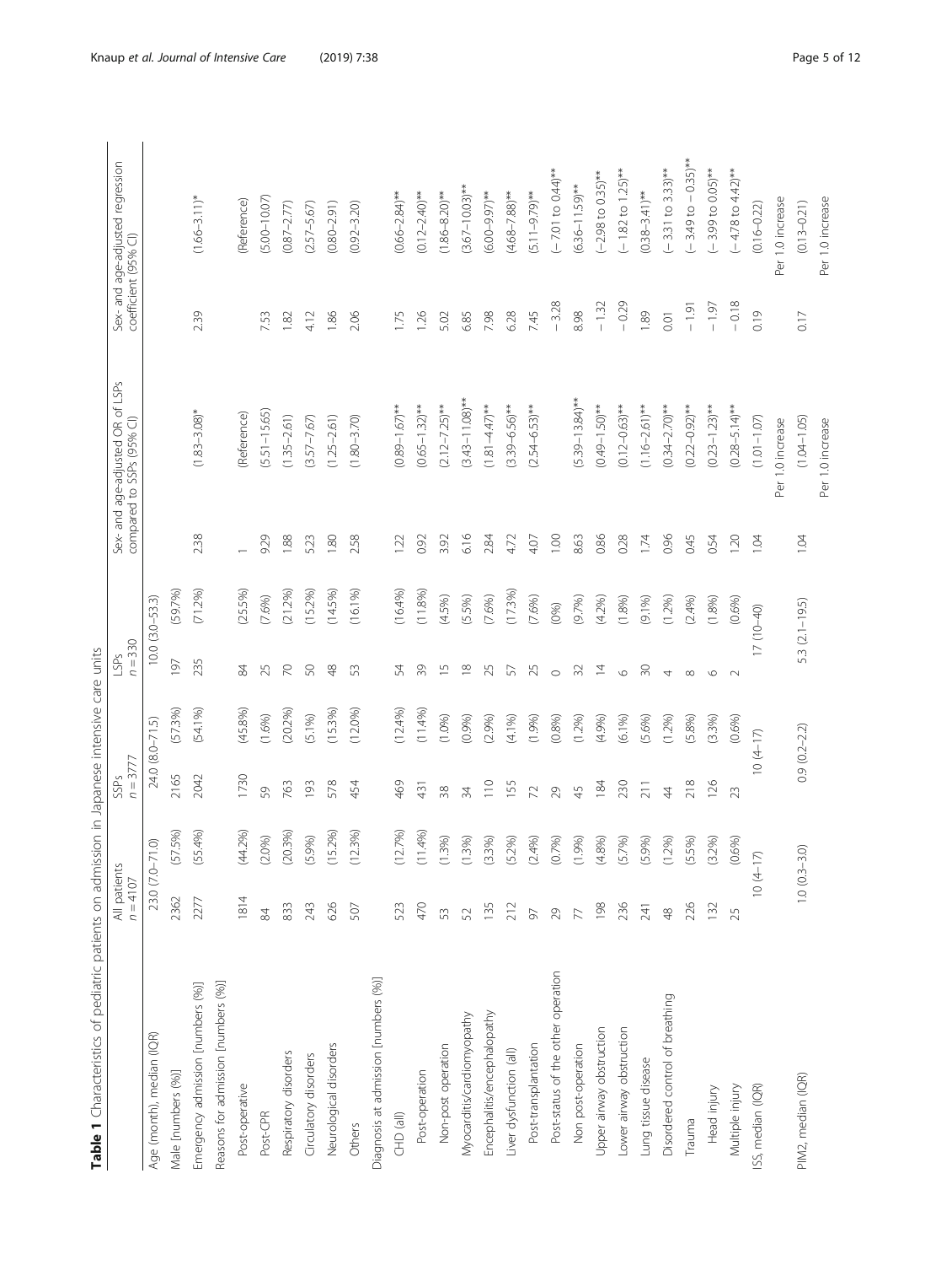**Table 1** Characteristics of pediatric patients on admission in Japanese intensive care units

| | All patients $n = 4107$ | | SSPs $n = 3777$ | | LSPs $n = 330$ | | Sex- and age-adjusted OR of LSPs compared to SSPs (95% CI) | | Sex- and age-adjusted regression coefficient (95% CI) | |
|---|---|---|---|---|---|---|---|---|---|---|
| Age (month), median (IQR) | 23.0 (7.0–71.0) | | 24.0 (8.0–71.5) | | 10.0 (3.0–53.3) | | | | | |
| Male [numbers (%)] | 2362 | (57.5%) | 2165 | (57.3%) | 197 | (59.7%) | | | | |
| Emergency admission [numbers (%)] | 2277 | (55.4%) | 2042 | (54.1%) | 235 | (71.2%) | 2.38 | (1.83–3.08)* | 2.39 | (1.66–3.11)* |
| Reasons for admission [numbers (%)] | | | | | | | | | | |
| Post-operative | 1814 | (44.2%) | 1730 | (45.8%) | 84 | (25.5%) | 1 | (Reference) | | (Reference) |
| Post-CPR | 84 | (2.0%) | 59 | (1.6%) | 25 | (7.6%) | 9.29 | (5.51–15.65) | 7.53 | (5.00–10.07) |
| Respiratory disorders | 833 | (20.3%) | 763 | (20.2%) | 70 | (21.2%) | 1.88 | (1.35–2.61) | 1.82 | (0.87–2.77) |
| Circulatory disorders | 243 | (5.9%) | 193 | (5.1%) | 50 | (15.2%) | 5.23 | (3.57–7.67) | 4.12 | (2.57–5.67) |
| Neurological disorders | 626 | (15.2%) | 578 | (15.3%) | 48 | (14.5%) | 1.80 | (1.25–2.61) | 1.86 | (0.80–2.91) |
| Others | 507 | (12.3%) | 454 | (12.0%) | 53 | (16.1%) | 2.58 | (1.80–3.70) | 2.06 | (0.92–3.20) |
| Diagnosis at admission [numbers (%)] | | | | | | | | | | |
| CHD (all) | 523 | (12.7%) | 469 | (12.4%) | 54 | (16.4%) | 1.22 | (0.89–1.67)** | 1.75 | (0.66–2.84)** |
| Post-operation | 470 | (11.4%) | 431 | (11.4%) | 39 | (11.8%) | 0.92 | (0.65–1.32)** | 1.26 | (0.12–2.40)** |
| Non-post operation | 53 | (1.3%) | 38 | (1.0%) | 15 | (4.5%) | 3.92 | (2.12–7.25)** | 5.02 | (1.86–8.20)** |
| Myocarditis/cardiomyopathy | 52 | (1.3%) | 34 | (0.9%) | 18 | (5.5%) | 6.16 | (3.43–11.08)** | 6.85 | (3.67–10.03)** |
| Encephalitis/encephalopathy | 135 | (3.3%) | 110 | (2.9%) | 25 | (7.6%) | 2.84 | (1.81–4.47)** | 7.98 | (6.00–9.97)** |
| Liver dysfunction (all) | 212 | (5.2%) | 155 | (4.1%) | 57 | (17.3%) | 4.72 | (3.39–6.56)** | 6.28 | (4.68–7.88)** |
| Post-transplantation | 97 | (2.4%) | 72 | (1.9%) | 25 | (7.6%) | 4.07 | (2.54–6.53)** | 7.45 | (5.11–9.79)** |
| Post-status of the other operation | 29 | (0.7%) | 29 | (0.8%) | 0 | (0%) | 1.00 | | − 3.28 | (− 7.01 to 0.44)** |
| Non post-operation | 77 | (1.9%) | 45 | (1.2%) | 32 | (9.7%) | 8.63 | (5.39–13.84)** | 8.98 | (6.36–11.59)** |
| Upper airway obstruction | 198 | (4.8%) | 184 | (4.9%) | 14 | (4.2%) | 0.86 | (0.49–1.50)** | − 1.32 | (− 2.98 to 0.35)** |
| Lower airway obstruction | 236 | (5.7%) | 230 | (6.1%) | 6 | (1.8%) | 0.28 | (0.12–0.63)** | − 0.29 | (− 1.82 to 1.25)** |
| Lung tissue disease | 241 | (5.9%) | 211 | (5.6%) | 30 | (9.1%) | 1.74 | (1.16–2.61)** | 1.89 | (0.38–3.41)** |
| Disordered control of breathing | 48 | (1.2%) | 44 | (1.2%) | 4 | (1.2%) | 0.96 | (0.34–2.70)** | 0.01 | (− 3.31 to 3.33)** |
| Trauma | 226 | (5.5%) | 218 | (5.8%) | 8 | (2.4%) | 0.45 | (0.22–0.92)** | − 1.91 | (− 3.49 to − 0.35)** |
| Head injury | 132 | (3.2%) | 126 | (3.3%) | 6 | (1.8%) | 0.54 | (0.23–1.23)** | − 1.97 | (− 3.99 to 0.05)** |
| Multiple injury | 25 | (0.6%) | 23 | (0.6%) | 2 | (0.6%) | 1.20 | (0.28–5.14)** | − 0.18 | (− 4.78 to 4.42)** |
| ISS, median (IQR) | 10 (4–17) | | 10 (4–17) | | 17 (10–40) | | 1.04 | (1.01–1.07) Per 1.0 increase | 0.19 | (0.16–0.22) Per 1.0 increase |
| PIM2, median (IQR) | 1.0 (0.3–3.0) | | 0.9 (0.2–2.2) | | 5.3 (2.1–19.5) | | 1.04 | (1.04–1.05) Per 1.0 increase | 0.17 | (0.13–0.21) Per 1.0 increase |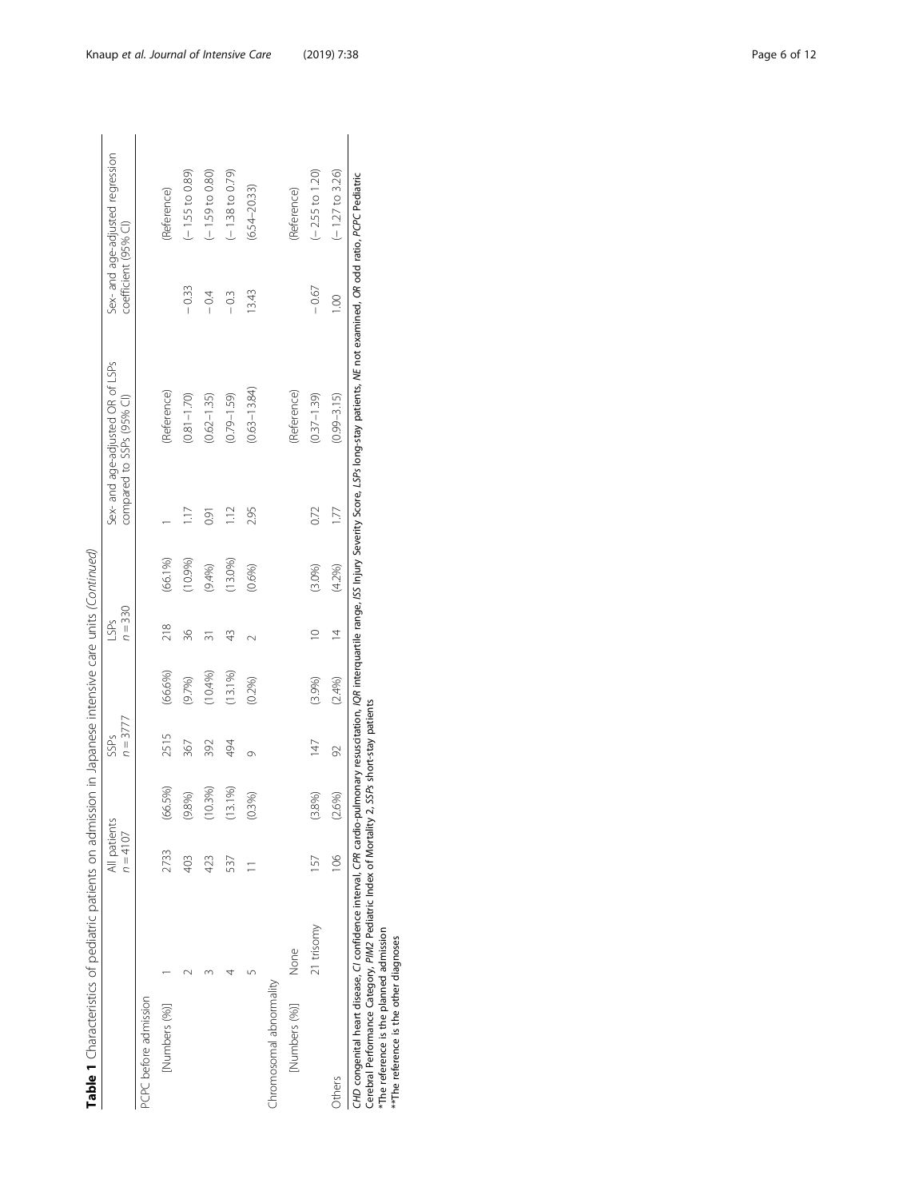**Table 1** Characteristics of pediatric patients on admission in Japanese intensive care units *(Continued)*

| | | All patients $n = 4107$ | | SSPs $n = 3777$ | | LSPs $n = 330$ | | Sex- and age-adjusted OR of LSPs compared to SSPs (95% CI) | | Sex- and age-adjusted regression coefficient (95% CI) | |
|---|---|---|---|---|---|---|---|---|---|---|---|
| PCPC before admission | | | | | | | | | | | |
| [Numbers (%)] | 1 | 2733 | (66.5%) | 2515 | (66.6%) | 218 | (66.1%) | 1 | (Reference) | | (Reference) |
| | 2 | 403 | (9.8%) | 367 | (9.7%) | 36 | (10.9%) | 1.17 | (0.81–1.70) | − 0.33 | (− 1.55 to 0.89) |
| | 3 | 423 | (10.3%) | 392 | (10.4%) | 31 | (9.4%) | 0.91 | (0.62–1.35) | − 0.4 | (− 1.59 to 0.80) |
| | 4 | 537 | (13.1%) | 494 | (13.1%) | 43 | (13.0%) | 1.12 | (0.79–1.59) | − 0.3 | (− 1.38 to 0.79) |
| | 5 | 11 | (0.3%) | 9 | (0.2%) | 2 | (0.6%) | 2.95 | (0.63–13.84) | 13.43 | (6.54–20.33) |
| Chromosomal abnormality | | | | | | | | | | | |
| [Numbers (%)] | None | | | | | | | | (Reference) | | (Reference) |
| | 21 trisomy | 157 | (3.8%) | 147 | (3.9%) | 10 | (3.0%) | 0.72 | (0.37–1.39) | − 0.67 | (− 2.55 to 1.20) |
| Others | | 106 | (2.6%) | 92 | (2.4%) | 14 | (4.2%) | 1.77 | (0.99–3.15) | 1.00 | (− 1.27 to 3.26) |

*CHD* congenital heart disease, *CI* confidence interval, *CPR* cardio-pulmonary resuscitation, *IQR* interquartile range, *ISS* Injury Severity Score, *LSPs* long-stay patients, *NE* not examined, *OR* odd ratio, *PCPC* Pediatric Cerebral Performance Category, *PIM2* Pediatric Index of Mortality 2, *SSPs* short-stay patients

*The reference is the planned admission

**The reference is the other diagnoses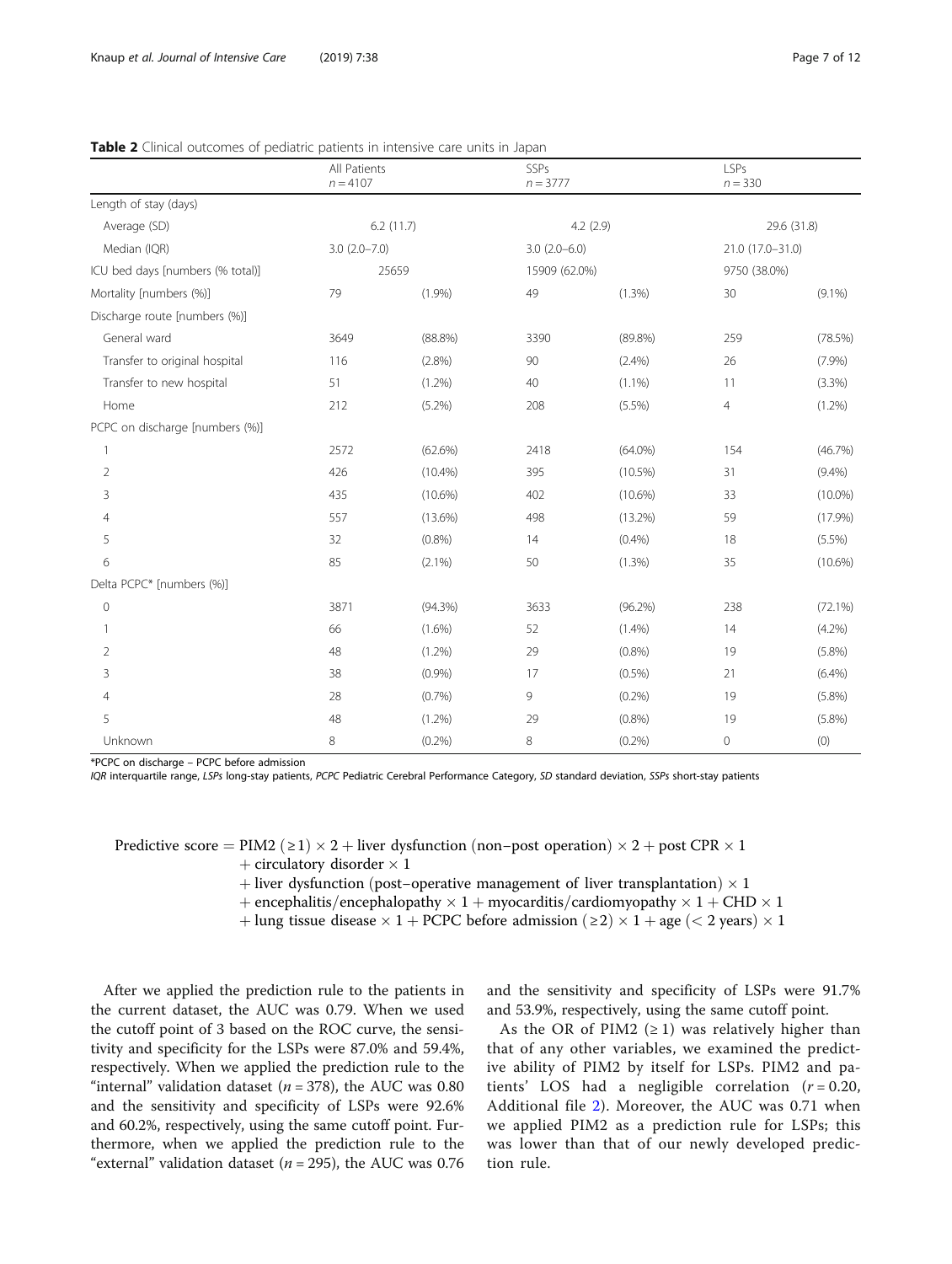**Table 2** Clinical outcomes of pediatric patients in intensive care units in Japan

| | All Patients $n = 4107$ | | SSPs $n = 3777$ | | LSPs $n = 330$ | |
|---|---|---|---|---|---|---|
| Length of stay (days) | | | | | | |
| Average (SD) | 6.2 (11.7) | | 4.2 (2.9) | | 29.6 (31.8) | |
| Median (IQR) | 3.0 (2.0–7.0) | | 3.0 (2.0–6.0) | | 21.0 (17.0–31.0) | |
| ICU bed days [numbers (% total)] | 25659 | | 15909 (62.0%) | | 9750 (38.0%) | |
| Mortality [numbers (%)] | 79 | (1.9%) | 49 | (1.3%) | 30 | (9.1%) |
| Discharge route [numbers (%)] | | | | | | |
| General ward | 3649 | (88.8%) | 3390 | (89.8%) | 259 | (78.5%) |
| Transfer to original hospital | 116 | (2.8%) | 90 | (2.4%) | 26 | (7.9%) |
| Transfer to new hospital | 51 | (1.2%) | 40 | (1.1%) | 11 | (3.3%) |
| Home | 212 | (5.2%) | 208 | (5.5%) | 4 | (1.2%) |
| PCPC on discharge [numbers (%)] | | | | | | |
| 1 | 2572 | (62.6%) | 2418 | (64.0%) | 154 | (46.7%) |
| 2 | 426 | (10.4%) | 395 | (10.5%) | 31 | (9.4%) |
| 3 | 435 | (10.6%) | 402 | (10.6%) | 33 | (10.0%) |
| 4 | 557 | (13.6%) | 498 | (13.2%) | 59 | (17.9%) |
| 5 | 32 | (0.8%) | 14 | (0.4%) | 18 | (5.5%) |
| 6 | 85 | (2.1%) | 50 | (1.3%) | 35 | (10.6%) |
| Delta PCPC* [numbers (%)] | | | | | | |
| 0 | 3871 | (94.3%) | 3633 | (96.2%) | 238 | (72.1%) |
| 1 | 66 | (1.6%) | 52 | (1.4%) | 14 | (4.2%) |
| 2 | 48 | (1.2%) | 29 | (0.8%) | 19 | (5.8%) |
| 3 | 38 | (0.9%) | 17 | (0.5%) | 21 | (6.4%) |
| 4 | 28 | (0.7%) | 9 | (0.2%) | 19 | (5.8%) |
| 5 | 48 | (1.2%) | 29 | (0.8%) | 19 | (5.8%) |
| Unknown | 8 | (0.2%) | 8 | (0.2%) | 0 | (0) |

*PCPC on discharge – PCPC before admission

*IQR* interquartile range, *LSPs* long-stay patients, *PCPC* Pediatric Cerebral Performance Category, *SD* standard deviation, *SSPs* short-stay patients

$$\begin{aligned}
\text{Predictive score} = {} & \text{PIM2}\ (\geq 1) \times 2 + \text{liver dysfunction (non–post operation)} \times 2 + \text{post CPR} \times 1 \\
& + \text{circulatory disorder} \times 1 \\
& + \text{liver dysfunction (post–operative management of liver transplantation)} \times 1 \\
& + \text{encephalitis/encephalopathy} \times 1 + \text{myocarditis/cardiomyopathy} \times 1 + \text{CHD} \times 1 \\
& + \text{lung tissue disease} \times 1 + \text{PCPC before admission}\ (\geq 2) \times 1 + \text{age}\ (< 2\ \text{years}) \times 1
\end{aligned}$$

After we applied the prediction rule to the patients in the current dataset, the AUC was 0.79. When we used the cutoff point of 3 based on the ROC curve, the sensitivity and specificity for the LSPs were 87.0% and 59.4%, respectively. When we applied the prediction rule to the "internal" validation dataset ($n = 378$), the AUC was 0.80 and the sensitivity and specificity of LSPs were 92.6% and 60.2%, respectively, using the same cutoff point. Furthermore, when we applied the prediction rule to the "external" validation dataset ($n = 295$), the AUC was 0.76 and the sensitivity and specificity of LSPs were 91.7% and 53.9%, respectively, using the same cutoff point.

As the OR of PIM2 ($\geq 1$) was relatively higher than that of any other variables, we examined the predictive ability of PIM2 by itself for LSPs. PIM2 and patients' LOS had a negligible correlation ($r = 0.20$, Additional file 2). Moreover, the AUC was 0.71 when we applied PIM2 as a prediction rule for LSPs; this was lower than that of our newly developed prediction rule.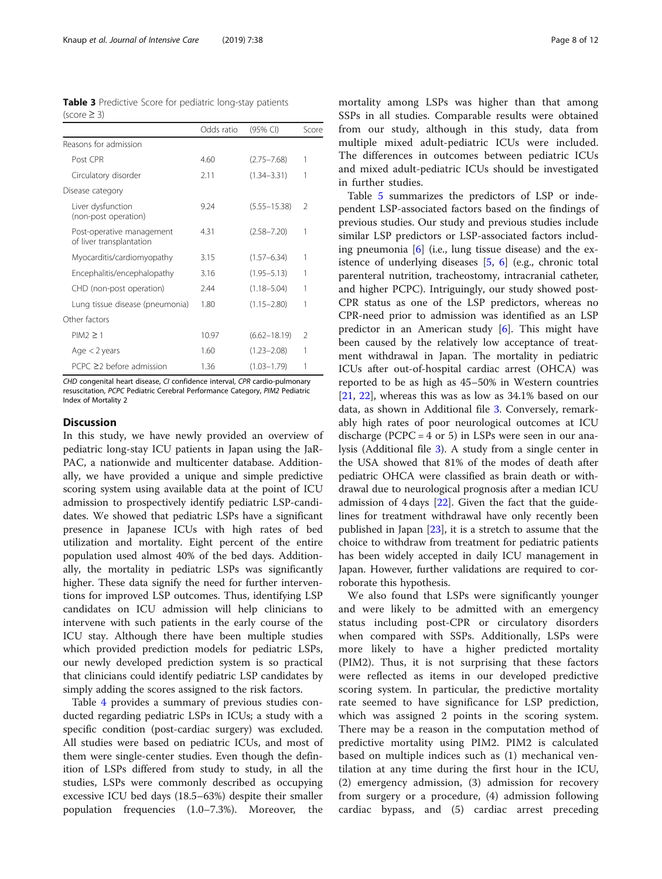**Table 3** Predictive Score for pediatric long-stay patients (score ≥ 3)

| | Odds ratio | (95% CI) | Score |
|---|---|---|---|
| Reasons for admission | | | |
| Post CPR | 4.60 | (2.75–7.68) | 1 |
| Circulatory disorder | 2.11 | (1.34–3.31) | 1 |
| Disease category | | | |
| Liver dysfunction (non-post operation) | 9.24 | (5.55–15.38) | 2 |
| Post-operative management of liver transplantation | 4.31 | (2.58–7.20) | 1 |
| Myocarditis/cardiomyopathy | 3.15 | (1.57–6.34) | 1 |
| Encephalitis/encephalopathy | 3.16 | (1.95–5.13) | 1 |
| CHD (non-post operation) | 2.44 | (1.18–5.04) | 1 |
| Lung tissue disease (pneumonia) | 1.80 | (1.15–2.80) | 1 |
| Other factors | | | |
| PIM2 ≥ 1 | 10.97 | (6.62–18.19) | 2 |
| Age < 2 years | 1.60 | (1.23–2.08) | 1 |
| PCPC ≥2 before admission | 1.36 | (1.03–1.79) | 1 |

*CHD* congenital heart disease, *CI* confidence interval, *CPR* cardio-pulmonary resuscitation, *PCPC* Pediatric Cerebral Performance Category, *PIM2* Pediatric Index of Mortality 2

## Discussion

In this study, we have newly provided an overview of pediatric long-stay ICU patients in Japan using the JaR-PAC, a nationwide and multicenter database. Additionally, we have provided a unique and simple predictive scoring system using available data at the point of ICU admission to prospectively identify pediatric LSP-candidates. We showed that pediatric LSPs have a significant presence in Japanese ICUs with high rates of bed utilization and mortality. Eight percent of the entire population used almost 40% of the bed days. Additionally, the mortality in pediatric LSPs was significantly higher. These data signify the need for further interventions for improved LSP outcomes. Thus, identifying LSP candidates on ICU admission will help clinicians to intervene with such patients in the early course of the ICU stay. Although there have been multiple studies which provided prediction models for pediatric LSPs, our newly developed prediction system is so practical that clinicians could identify pediatric LSP candidates by simply adding the scores assigned to the risk factors.

Table 4 provides a summary of previous studies conducted regarding pediatric LSPs in ICUs; a study with a specific condition (post-cardiac surgery) was excluded. All studies were based on pediatric ICUs, and most of them were single-center studies. Even though the definition of LSPs differed from study to study, in all the studies, LSPs were commonly described as occupying excessive ICU bed days (18.5–63%) despite their smaller population frequencies (1.0–7.3%). Moreover, the mortality among LSPs was higher than that among SSPs in all studies. Comparable results were obtained from our study, although in this study, data from multiple mixed adult-pediatric ICUs were included. The differences in outcomes between pediatric ICUs and mixed adult-pediatric ICUs should be investigated in further studies.

Table 5 summarizes the predictors of LSP or independent LSP-associated factors based on the findings of previous studies. Our study and previous studies include similar LSP predictors or LSP-associated factors including pneumonia [6] (i.e., lung tissue disease) and the existence of underlying diseases [5, 6] (e.g., chronic total parenteral nutrition, tracheostomy, intracranial catheter, and higher PCPC). Intriguingly, our study showed post-CPR status as one of the LSP predictors, whereas no CPR-need prior to admission was identified as an LSP predictor in an American study [6]. This might have been caused by the relatively low acceptance of treatment withdrawal in Japan. The mortality in pediatric ICUs after out-of-hospital cardiac arrest (OHCA) was reported to be as high as 45–50% in Western countries [21, 22], whereas this was as low as 34.1% based on our data, as shown in Additional file 3. Conversely, remarkably high rates of poor neurological outcomes at ICU discharge (PCPC = 4 or 5) in LSPs were seen in our analysis (Additional file 3). A study from a single center in the USA showed that 81% of the modes of death after pediatric OHCA were classified as brain death or withdrawal due to neurological prognosis after a median ICU admission of 4 days [22]. Given the fact that the guidelines for treatment withdrawal have only recently been published in Japan [23], it is a stretch to assume that the choice to withdraw from treatment for pediatric patients has been widely accepted in daily ICU management in Japan. However, further validations are required to corroborate this hypothesis.

We also found that LSPs were significantly younger and were likely to be admitted with an emergency status including post-CPR or circulatory disorders when compared with SSPs. Additionally, LSPs were more likely to have a higher predicted mortality (PIM2). Thus, it is not surprising that these factors were reflected as items in our developed predictive scoring system. In particular, the predictive mortality rate seemed to have significance for LSP prediction, which was assigned 2 points in the scoring system. There may be a reason in the computation method of predictive mortality using PIM2. PIM2 is calculated based on multiple indices such as (1) mechanical ventilation at any time during the first hour in the ICU, (2) emergency admission, (3) admission for recovery from surgery or a procedure, (4) admission following cardiac bypass, and (5) cardiac arrest preceding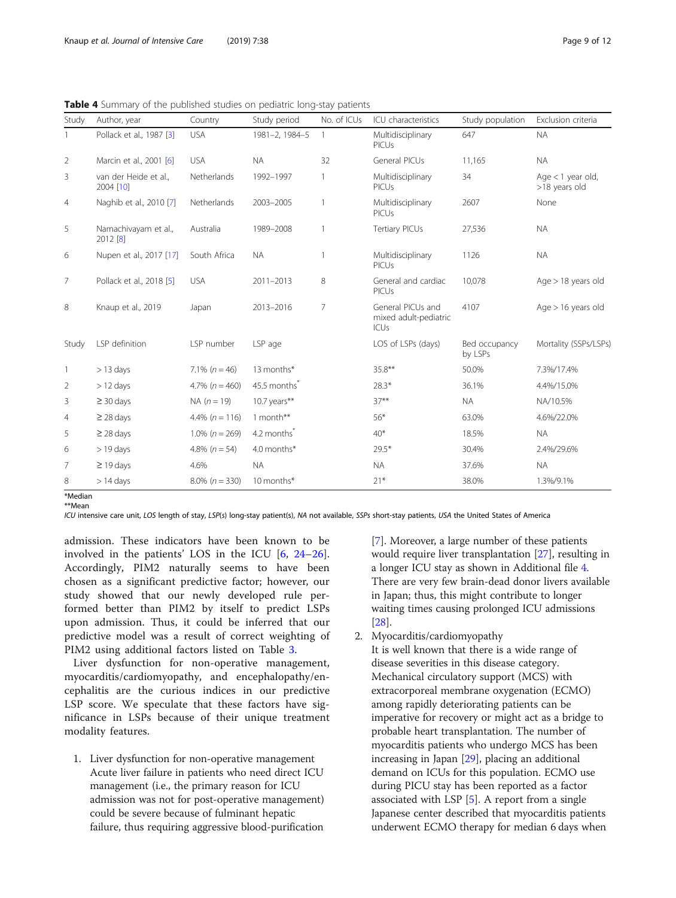**Table 4** Summary of the published studies on pediatric long-stay patients

| Study | Author, year | Country | Study period | No. of ICUs | ICU characteristics | Study population | Exclusion criteria |
|---|---|---|---|---|---|---|---|
| 1 | Pollack et al., 1987 [3] | USA | 1981–2, 1984–5 | 1 | Multidisciplinary PICUs | 647 | NA |
| 2 | Marcin et al., 2001 [6] | USA | NA | 32 | General PICUs | 11,165 | NA |
| 3 | van der Heide et al., 2004 [10] | Netherlands | 1992–1997 | 1 | Multidisciplinary PICUs | 34 | Age < 1 year old, >18 years old |
| 4 | Naghib et al., 2010 [7] | Netherlands | 2003–2005 | 1 | Multidisciplinary PICUs | 2607 | None |
| 5 | Namachivayam et al., 2012 [8] | Australia | 1989–2008 | 1 | Tertiary PICUs | 27,536 | NA |
| 6 | Nupen et al., 2017 [17] | South Africa | NA | 1 | Multidisciplinary PICUs | 1126 | NA |
| 7 | Pollack et al., 2018 [5] | USA | 2011–2013 | 8 | General and cardiac PICUs | 10,078 | Age > 18 years old |
| 8 | Knaup et al., 2019 | Japan | 2013–2016 | 7 | General PICUs and mixed adult-pediatric ICUs | 4107 | Age > 16 years old |
| **Study** | **LSP definition** | **LSP number** | **LSP age** | | **LOS of LSPs (days)** | **Bed occupancy by LSPs** | **Mortality (SSPs/LSPs)** |
| 1 | > 13 days | 7.1% (n = 46) | 13 months* | | 35.8** | 50.0% | 7.3%/17.4% |
| 2 | > 12 days | 4.7% (n = 460) | 45.5 months* | | 28.3* | 36.1% | 4.4%/15.0% |
| 3 | ≥ 30 days | NA (n = 19) | 10.7 years** | | 37** | NA | NA/10.5% |
| 4 | ≥ 28 days | 4.4% (n = 116) | 1 month** | | 56* | 63.0% | 4.6%/22.0% |
| 5 | ≥ 28 days | 1.0% (n = 269) | 4.2 months* | | 40* | 18.5% | NA |
| 6 | > 19 days | 4.8% (n = 54) | 4.0 months* | | 29.5* | 30.4% | 2.4%/29.6% |
| 7 | ≥ 19 days | 4.6% | NA | | NA | 37.6% | NA |
| 8 | > 14 days | 8.0% (n = 330) | 10 months* | | 21* | 38.0% | 1.3%/9.1% |

*Median
**Mean
*ICU* intensive care unit, *LOS* length of stay, *LSP(s)* long-stay patient(s), *NA* not available, *SSPs* short-stay patients, *USA* the United States of America

admission. These indicators have been known to be involved in the patients' LOS in the ICU [6, 24–26]. Accordingly, PIM2 naturally seems to have been chosen as a significant predictive factor; however, our study showed that our newly developed rule performed better than PIM2 by itself to predict LSPs upon admission. Thus, it could be inferred that our predictive model was a result of correct weighting of PIM2 using additional factors listed on Table 3.

Liver dysfunction for non-operative management, myocarditis/cardiomyopathy, and encephalopathy/encephalitis are the curious indices in our predictive LSP score. We speculate that these factors have significance in LSPs because of their unique treatment modality features.

1. Liver dysfunction for non-operative management
   Acute liver failure in patients who need direct ICU management (i.e., the primary reason for ICU admission was not for post-operative management) could be severe because of fulminant hepatic failure, thus requiring aggressive blood-purification [7]. Moreover, a large number of these patients would require liver transplantation [27], resulting in a longer ICU stay as shown in Additional file 4. There are very few brain-dead donor livers available in Japan; thus, this might contribute to longer waiting times causing prolonged ICU admissions [28].
2. Myocarditis/cardiomyopathy
   It is well known that there is a wide range of disease severities in this disease category. Mechanical circulatory support (MCS) with extracorporeal membrane oxygenation (ECMO) among rapidly deteriorating patients can be imperative for recovery or might act as a bridge to probable heart transplantation. The number of myocarditis patients who undergo MCS has been increasing in Japan [29], placing an additional demand on ICUs for this population. ECMO use during PICU stay has been reported as a factor associated with LSP [5]. A report from a single Japanese center described that myocarditis patients underwent ECMO therapy for median 6 days when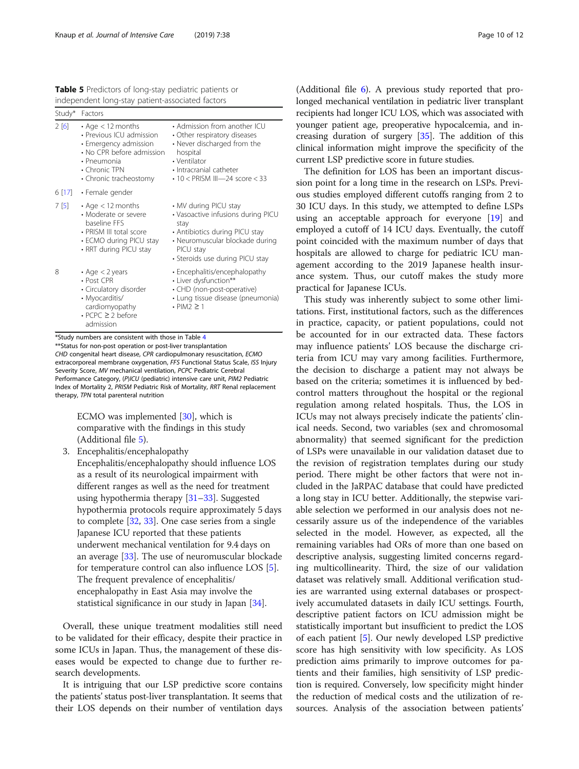**Table 5** Predictors of long-stay pediatric patients or independent long-stay patient-associated factors

| Study* | Factors | |
|---|---|---|
| 2 [6] | • Age < 12 months<br>• Previous ICU admission<br>• Emergency admission<br>• No CPR before admission<br>• Pneumonia<br>• Chronic TPN<br>• Chronic tracheostomy | • Admission from another ICU<br>• Other respiratory diseases<br>• Never discharged from the hospital<br>• Ventilator<br>• Intracranial catheter<br>• 10 < PRISM III—24 score < 33 |
| 6 [17] | • Female gender | |
| 7 [5] | • Age < 12 months<br>• Moderate or severe baseline FFS<br>• PRISM III total score<br>• ECMO during PICU stay<br>• RRT during PICU stay | • MV during PICU stay<br>• Vasoactive infusions during PICU stay<br>• Antibiotics during PICU stay<br>• Neuromuscular blockade during PICU stay<br>• Steroids use during PICU stay |
| 8 | • Age < 2 years<br>• Post CPR<br>• Circulatory disorder<br>• Myocarditis/cardiomyopathy<br>• PCPC ≥ 2 before admission | • Encephalitis/encephalopathy<br>• Liver dysfunction**<br>• CHD (non-post-operative)<br>• Lung tissue disease (pneumonia)<br>• PIM2 ≥ 1 |

*Study numbers are consistent with those in Table 4

**Status for non-post operation or post-liver transplantation

*CHD* congenital heart disease, *CPR* cardiopulmonary resuscitation, *ECMO* extracorporeal membrane oxygenation, *FFS* Functional Status Scale, *ISS* Injury Severity Score, *MV* mechanical ventilation, *PCPC* Pediatric Cerebral Performance Category, *(P)ICU* (pediatric) intensive care unit, *PIM2* Pediatric Index of Mortality 2, *PRISM* Pediatric Risk of Mortality, *RRT* Renal replacement therapy, *TPN* total parenteral nutrition

ECMO was implemented [30], which is comparative with the findings in this study (Additional file 5).

3. Encephalitis/encephalopathy
   Encephalitis/encephalopathy should influence LOS as a result of its neurological impairment with different ranges as well as the need for treatment using hypothermia therapy [31–33]. Suggested hypothermia protocols require approximately 5 days to complete [32, 33]. One case series from a single Japanese ICU reported that these patients underwent mechanical ventilation for 9.4 days on an average [33]. The use of neuromuscular blockade for temperature control can also influence LOS [5]. The frequent prevalence of encephalitis/encephalopathy in East Asia may involve the statistical significance in our study in Japan [34].

Overall, these unique treatment modalities still need to be validated for their efficacy, despite their practice in some ICUs in Japan. Thus, the management of these diseases would be expected to change due to further research developments.

It is intriguing that our LSP predictive score contains the patients' status post-liver transplantation. It seems that their LOS depends on their number of ventilation days (Additional file 6). A previous study reported that prolonged mechanical ventilation in pediatric liver transplant recipients had longer ICU LOS, which was associated with younger patient age, preoperative hypocalcemia, and increasing duration of surgery [35]. The addition of this clinical information might improve the specificity of the current LSP predictive score in future studies.

The definition for LOS has been an important discussion point for a long time in the research on LSPs. Previous studies employed different cutoffs ranging from 2 to 30 ICU days. In this study, we attempted to define LSPs using an acceptable approach for everyone [19] and employed a cutoff of 14 ICU days. Eventually, the cutoff point coincided with the maximum number of days that hospitals are allowed to charge for pediatric ICU management according to the 2019 Japanese health insurance system. Thus, our cutoff makes the study more practical for Japanese ICUs.

This study was inherently subject to some other limitations. First, institutional factors, such as the differences in practice, capacity, or patient populations, could not be accounted for in our extracted data. These factors may influence patients' LOS because the discharge criteria from ICU may vary among facilities. Furthermore, the decision to discharge a patient may not always be based on the criteria; sometimes it is influenced by bed-control matters throughout the hospital or the regional regulation among related hospitals. Thus, the LOS in ICUs may not always precisely indicate the patients' clinical needs. Second, two variables (sex and chromosomal abnormality) that seemed significant for the prediction of LSPs were unavailable in our validation dataset due to the revision of registration templates during our study period. There might be other factors that were not included in the JaRPAC database that could have predicted a long stay in ICU better. Additionally, the stepwise variable selection we performed in our analysis does not necessarily assure us of the independence of the variables selected in the model. However, as expected, all the remaining variables had ORs of more than one based on descriptive analysis, suggesting limited concerns regarding multicollinearity. Third, the size of our validation dataset was relatively small. Additional verification studies are warranted using external databases or prospectively accumulated datasets in daily ICU settings. Fourth, descriptive patient factors on ICU admission might be statistically important but insufficient to predict the LOS of each patient [5]. Our newly developed LSP predictive score has high sensitivity with low specificity. As LOS prediction aims primarily to improve outcomes for patients and their families, high sensitivity of LSP prediction is required. Conversely, low specificity might hinder the reduction of medical costs and the utilization of resources. Analysis of the association between patients'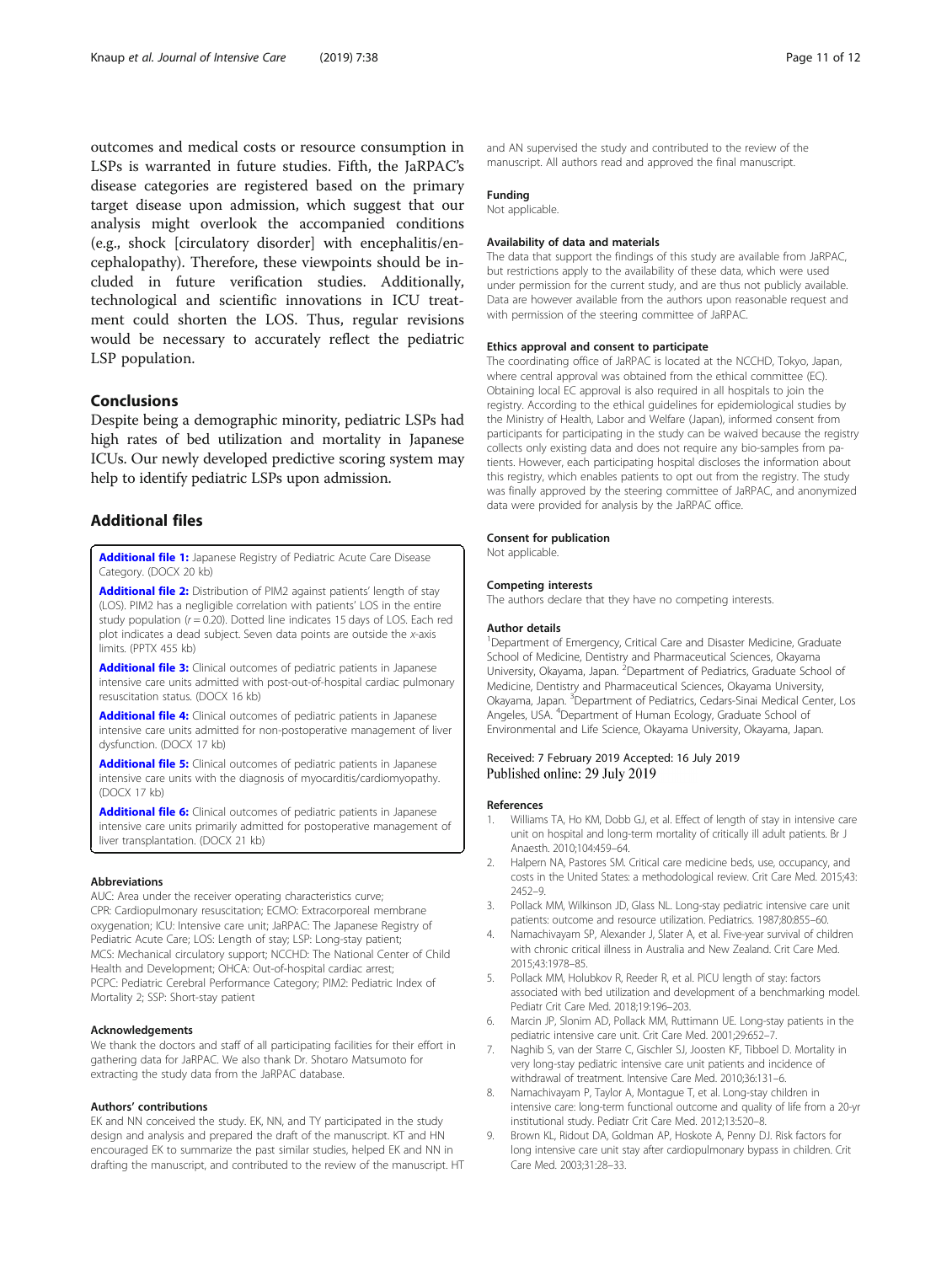outcomes and medical costs or resource consumption in LSPs is warranted in future studies. Fifth, the JaRPAC's disease categories are registered based on the primary target disease upon admission, which suggest that our analysis might overlook the accompanied conditions (e.g., shock [circulatory disorder] with encephalitis/encephalopathy). Therefore, these viewpoints should be included in future verification studies. Additionally, technological and scientific innovations in ICU treatment could shorten the LOS. Thus, regular revisions would be necessary to accurately reflect the pediatric LSP population.

## Conclusions

Despite being a demographic minority, pediatric LSPs had high rates of bed utilization and mortality in Japanese ICUs. Our newly developed predictive scoring system may help to identify pediatric LSPs upon admission.

## Additional files

**Additional file 1:** Japanese Registry of Pediatric Acute Care Disease Category. (DOCX 20 kb)

**Additional file 2:** Distribution of PIM2 against patients' length of stay (LOS). PIM2 has a negligible correlation with patients' LOS in the entire study population ($r = 0.20$). Dotted line indicates 15 days of LOS. Each red plot indicates a dead subject. Seven data points are outside the *x*-axis limits. (PPTX 455 kb)

**Additional file 3:** Clinical outcomes of pediatric patients in Japanese intensive care units admitted with post-out-of-hospital cardiac pulmonary resuscitation status. (DOCX 16 kb)

**Additional file 4:** Clinical outcomes of pediatric patients in Japanese intensive care units admitted for non-postoperative management of liver dysfunction. (DOCX 17 kb)

**Additional file 5:** Clinical outcomes of pediatric patients in Japanese intensive care units with the diagnosis of myocarditis/cardiomyopathy. (DOCX 17 kb)

**Additional file 6:** Clinical outcomes of pediatric patients in Japanese intensive care units primarily admitted for postoperative management of liver transplantation. (DOCX 21 kb)

### Abbreviations

AUC: Area under the receiver operating characteristics curve; CPR: Cardiopulmonary resuscitation; ECMO: Extracorporeal membrane oxygenation; ICU: Intensive care unit; JaRPAC: The Japanese Registry of Pediatric Acute Care; LOS: Length of stay; LSP: Long-stay patient; MCS: Mechanical circulatory support; NCCHD: The National Center of Child Health and Development; OHCA: Out-of-hospital cardiac arrest; PCPC: Pediatric Cerebral Performance Category; PIM2: Pediatric Index of Mortality 2; SSP: Short-stay patient

### Acknowledgements

We thank the doctors and staff of all participating facilities for their effort in gathering data for JaRPAC. We also thank Dr. Shotaro Matsumoto for extracting the study data from the JaRPAC database.

### Authors' contributions

EK and NN conceived the study. EK, NN, and TY participated in the study design and analysis and prepared the draft of the manuscript. KT and HN encouraged EK to summarize the past similar studies, helped EK and NN in drafting the manuscript, and contributed to the review of the manuscript. HT and AN supervised the study and contributed to the review of the manuscript. All authors read and approved the final manuscript.

### Funding

Not applicable.

### Availability of data and materials

The data that support the findings of this study are available from JaRPAC, but restrictions apply to the availability of these data, which were used under permission for the current study, and are thus not publicly available. Data are however available from the authors upon reasonable request and with permission of the steering committee of JaRPAC.

### Ethics approval and consent to participate

The coordinating office of JaRPAC is located at the NCCHD, Tokyo, Japan, where central approval was obtained from the ethical committee (EC). Obtaining local EC approval is also required in all hospitals to join the registry. According to the ethical guidelines for epidemiological studies by the Ministry of Health, Labor and Welfare (Japan), informed consent from participants for participating in the study can be waived because the registry collects only existing data and does not require any bio-samples from patients. However, each participating hospital discloses the information about this registry, which enables patients to opt out from the registry. The study was finally approved by the steering committee of JaRPAC, and anonymized data were provided for analysis by the JaRPAC office.

### Consent for publication

Not applicable.

### Competing interests

The authors declare that they have no competing interests.

### Author details

[1]Department of Emergency, Critical Care and Disaster Medicine, Graduate School of Medicine, Dentistry and Pharmaceutical Sciences, Okayama University, Okayama, Japan. [2]Department of Pediatrics, Graduate School of Medicine, Dentistry and Pharmaceutical Sciences, Okayama University, Okayama, Japan. [3]Department of Pediatrics, Cedars-Sinai Medical Center, Los Angeles, USA. [4]Department of Human Ecology, Graduate School of Environmental and Life Science, Okayama University, Okayama, Japan.

Received: 7 February 2019 Accepted: 16 July 2019
Published online: 29 July 2019

### References

1. Williams TA, Ho KM, Dobb GJ, et al. Effect of length of stay in intensive care unit on hospital and long-term mortality of critically ill adult patients. Br J Anaesth. 2010;104:459–64.
2. Halpern NA, Pastores SM. Critical care medicine beds, use, occupancy, and costs in the United States: a methodological review. Crit Care Med. 2015;43:2452–9.
3. Pollack MM, Wilkinson JD, Glass NL. Long-stay pediatric intensive care unit patients: outcome and resource utilization. Pediatrics. 1987;80:855–60.
4. Namachivayam SP, Alexander J, Slater A, et al. Five-year survival of children with chronic critical illness in Australia and New Zealand. Crit Care Med. 2015;43:1978–85.
5. Pollack MM, Holubkov R, Reeder R, et al. PICU length of stay: factors associated with bed utilization and development of a benchmarking model. Pediatr Crit Care Med. 2018;19:196–203.
6. Marcin JP, Slonim AD, Pollack MM, Ruttimann UE. Long-stay patients in the pediatric intensive care unit. Crit Care Med. 2001;29:652–7.
7. Naghib S, van der Starre C, Gischler SJ, Joosten KF, Tibboel D. Mortality in very long-stay pediatric intensive care unit patients and incidence of withdrawal of treatment. Intensive Care Med. 2010;36:131–6.
8. Namachivayam P, Taylor A, Montague T, et al. Long-stay children in intensive care: long-term functional outcome and quality of life from a 20-yr institutional study. Pediatr Crit Care Med. 2012;13:520–8.
9. Brown KL, Ridout DA, Goldman AP, Hoskote A, Penny DJ. Risk factors for long intensive care unit stay after cardiopulmonary bypass in children. Crit Care Med. 2003;31:28–33.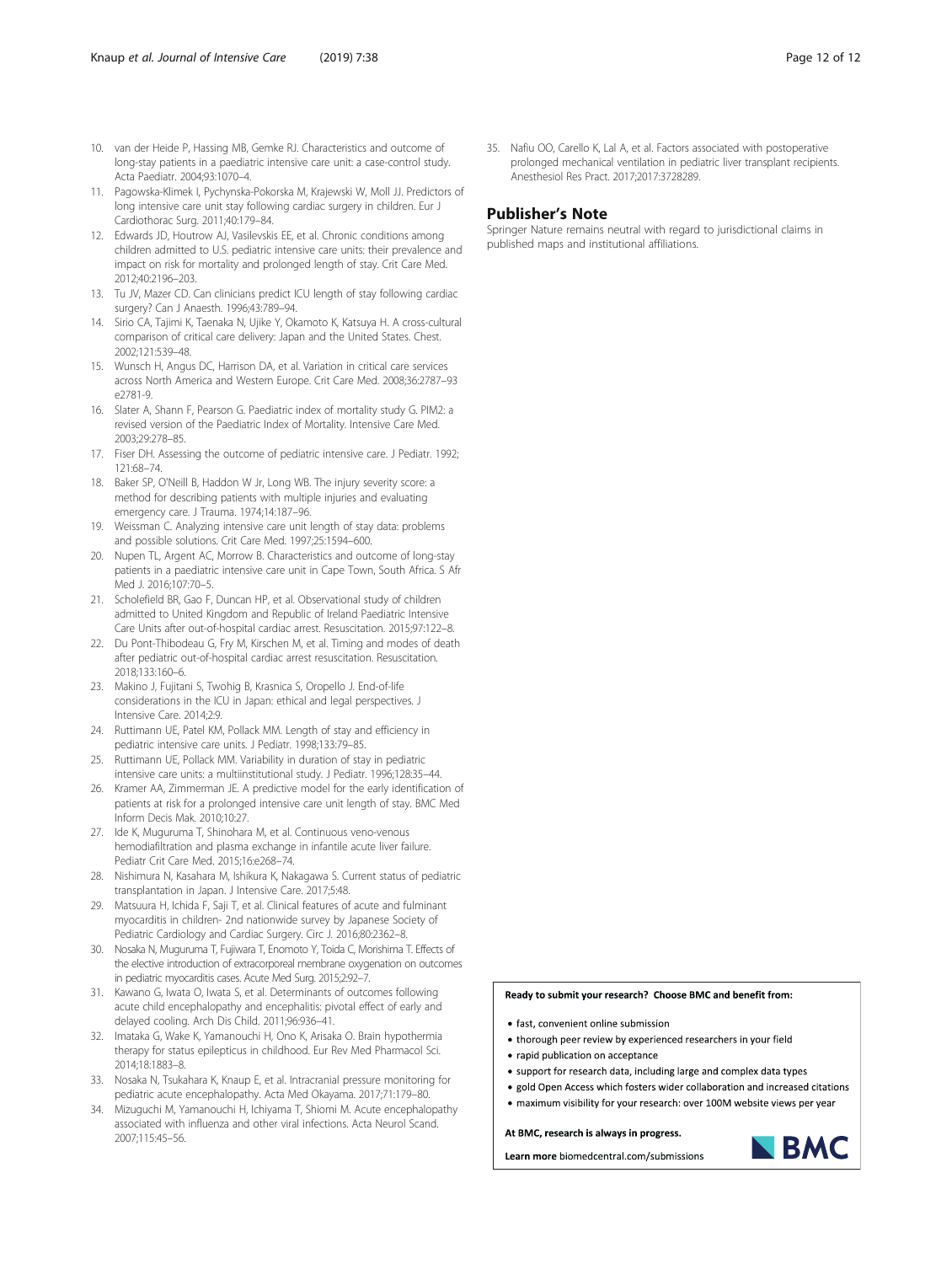10. van der Heide P, Hassing MB, Gemke RJ. Characteristics and outcome of long-stay patients in a paediatric intensive care unit: a case-control study. Acta Paediatr. 2004;93:1070–4.
11. Pagowska-Klimek I, Pychynska-Pokorska M, Krajewski W, Moll JJ. Predictors of long intensive care unit stay following cardiac surgery in children. Eur J Cardiothorac Surg. 2011;40:179–84.
12. Edwards JD, Houtrow AJ, Vasilevskis EE, et al. Chronic conditions among children admitted to U.S. pediatric intensive care units: their prevalence and impact on risk for mortality and prolonged length of stay. Crit Care Med. 2012;40:2196–203.
13. Tu JV, Mazer CD. Can clinicians predict ICU length of stay following cardiac surgery? Can J Anaesth. 1996;43:789–94.
14. Sirio CA, Tajimi K, Taenaka N, Ujike Y, Okamoto K, Katsuya H. A cross-cultural comparison of critical care delivery: Japan and the United States. Chest. 2002;121:539–48.
15. Wunsch H, Angus DC, Harrison DA, et al. Variation in critical care services across North America and Western Europe. Crit Care Med. 2008;36:2787–93 e2781-9.
16. Slater A, Shann F, Pearson G. Paediatric index of mortality study G. PIM2: a revised version of the Paediatric Index of Mortality. Intensive Care Med. 2003;29:278–85.
17. Fiser DH. Assessing the outcome of pediatric intensive care. J Pediatr. 1992; 121:68–74.
18. Baker SP, O'Neill B, Haddon W Jr, Long WB. The injury severity score: a method for describing patients with multiple injuries and evaluating emergency care. J Trauma. 1974;14:187–96.
19. Weissman C. Analyzing intensive care unit length of stay data: problems and possible solutions. Crit Care Med. 1997;25:1594–600.
20. Nupen TL, Argent AC, Morrow B. Characteristics and outcome of long-stay patients in a paediatric intensive care unit in Cape Town, South Africa. S Afr Med J. 2016;107:70–5.
21. Scholefield BR, Gao F, Duncan HP, et al. Observational study of children admitted to United Kingdom and Republic of Ireland Paediatric Intensive Care Units after out-of-hospital cardiac arrest. Resuscitation. 2015;97:122–8.
22. Du Pont-Thibodeau G, Fry M, Kirschen M, et al. Timing and modes of death after pediatric out-of-hospital cardiac arrest resuscitation. Resuscitation. 2018;133:160–6.
23. Makino J, Fujitani S, Twohig B, Krasnica S, Oropello J. End-of-life considerations in the ICU in Japan: ethical and legal perspectives. J Intensive Care. 2014;2:9.
24. Ruttimann UE, Patel KM, Pollack MM. Length of stay and efficiency in pediatric intensive care units. J Pediatr. 1998;133:79–85.
25. Ruttimann UE, Pollack MM. Variability in duration of stay in pediatric intensive care units: a multiinstitutional study. J Pediatr. 1996;128:35–44.
26. Kramer AA, Zimmerman JE. A predictive model for the early identification of patients at risk for a prolonged intensive care unit length of stay. BMC Med Inform Decis Mak. 2010;10:27.
27. Ide K, Muguruma T, Shinohara M, et al. Continuous veno-venous hemodiafiltration and plasma exchange in infantile acute liver failure. Pediatr Crit Care Med. 2015;16:e268–74.
28. Nishimura N, Kasahara M, Ishikura K, Nakagawa S. Current status of pediatric transplantation in Japan. J Intensive Care. 2017;5:48.
29. Matsuura H, Ichida F, Saji T, et al. Clinical features of acute and fulminant myocarditis in children- 2nd nationwide survey by Japanese Society of Pediatric Cardiology and Cardiac Surgery. Circ J. 2016;80:2362–8.
30. Nosaka N, Muguruma T, Fujiwara T, Enomoto Y, Toida C, Morishima T. Effects of the elective introduction of extracorporeal membrane oxygenation on outcomes in pediatric myocarditis cases. Acute Med Surg. 2015;2:92–7.
31. Kawano G, Iwata O, Iwata S, et al. Determinants of outcomes following acute child encephalopathy and encephalitis: pivotal effect of early and delayed cooling. Arch Dis Child. 2011;96:936–41.
32. Imataka G, Wake K, Yamanouchi H, Ono K, Arisaka O. Brain hypothermia therapy for status epilepticus in childhood. Eur Rev Med Pharmacol Sci. 2014;18:1883–8.
33. Nosaka N, Tsukahara K, Knaup E, et al. Intracranial pressure monitoring for pediatric acute encephalopathy. Acta Med Okayama. 2017;71:179–80.
34. Mizuguchi M, Yamanouchi H, Ichiyama T, Shiomi M. Acute encephalopathy associated with influenza and other viral infections. Acta Neurol Scand. 2007;115:45–56.
35. Nafiu OO, Carello K, Lal A, et al. Factors associated with postoperative prolonged mechanical ventilation in pediatric liver transplant recipients. Anesthesiol Res Pract. 2017;2017:3728289.

## Publisher's Note

Springer Nature remains neutral with regard to jurisdictional claims in published maps and institutional affiliations.

**Ready to submit your research? Choose BMC and benefit from:**

- fast, convenient online submission
- thorough peer review by experienced researchers in your field
- rapid publication on acceptance
- support for research data, including large and complex data types
- gold Open Access which fosters wider collaboration and increased citations
- maximum visibility for your research: over 100M website views per year

**At BMC, research is always in progress.**

**Learn more** biomedcentral.com/submissions

BMC